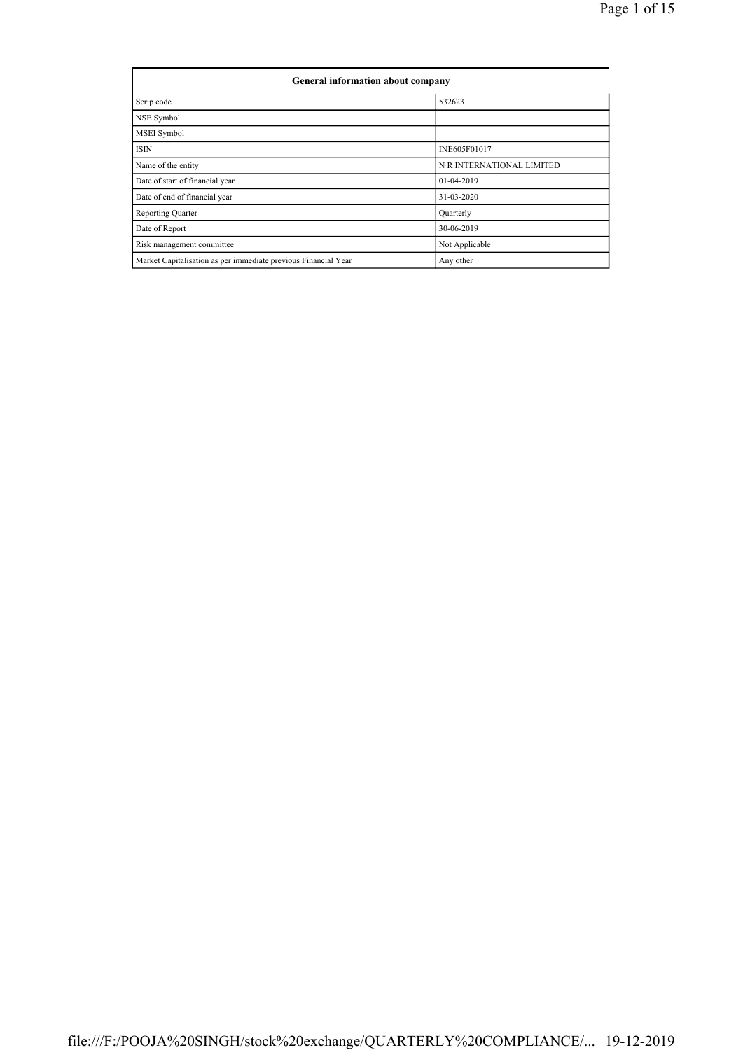| General information about company | |
|---|---|
| Scrip code | 532623 |
| NSE Symbol | |
| MSEI Symbol | |
| ISIN | INE605F01017 |
| Name of the entity | N R INTERNATIONAL LIMITED |
| Date of start of financial year | 01-04-2019 |
| Date of end of financial year | 31-03-2020 |
| Reporting Quarter | Quarterly |
| Date of Report | 30-06-2019 |
| Risk management committee | Not Applicable |
| Market Capitalisation as per immediate previous Financial Year | Any other |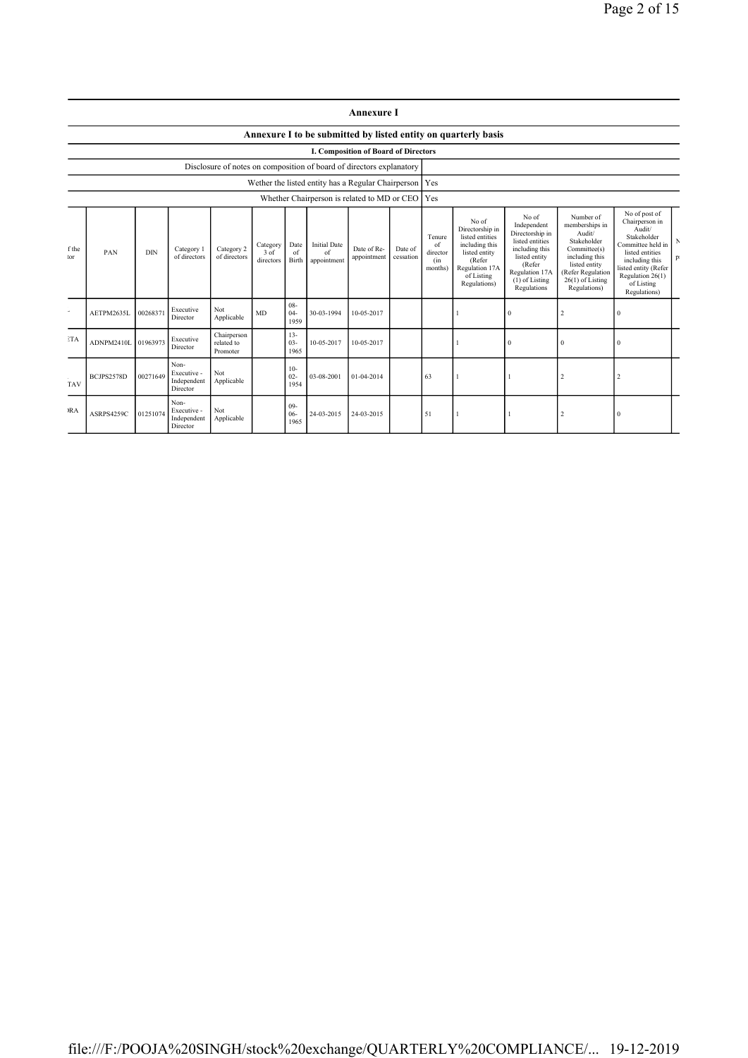# Annexure I

## Annexure I to be submitted by listed entity on quarterly basis

### I. Composition of Board of Directors

| | |
|---|---|
| Disclosure of notes on composition of board of directors explanatory | |
| Wether the listed entity has a Regular Chairperson | Yes |
| Whether Chairperson is related to MD or CEO | Yes |

| f the tor | PAN | DIN | Category 1 of directors | Category 2 of directors | Category 3 of directors | Date of Birth | Initial Date of appointment | Date of Re-appointment | Date of cessation | Tenure of director (in months) | No of Directorship in listed entities including this listed entity (Refer Regulation 17A of Listing Regulations) | No of Independent Directorship in listed entities including this listed entity (Refer Regulation 17A (1) of Listing Regulations | Number of memberships in Audit/ Stakeholder Committee(s) including this listed entity (Refer Regulation 26(1) of Listing Regulations) | No of post of Chairperson in Audit/ Stakeholder Committee held in listed entities including this listed entity (Refer Regulation 26(1) of Listing Regulations) | N p |
|---|---|---|---|---|---|---|---|---|---|---|---|---|---|---|---|
| - | AETPM2635L | 00268371 | Executive Director | Not Applicable | MD | 08-04-1959 | 30-03-1994 | 10-05-2017 | | | 1 | 0 | 2 | 0 | |
| ETA | ADNPM2410L | 01963973 | Executive Director | Chairperson related to Promoter | | 13-03-1965 | 10-05-2017 | 10-05-2017 | | | 1 | 0 | 0 | 0 | |
| TAV | BCJPS2578D | 00271649 | Non-Executive - Independent Director | Not Applicable | | 10-02-1954 | 03-08-2001 | 01-04-2014 | | 63 | 1 | 1 | 2 | 2 | |
| RA | ASRPS4259C | 01251074 | Non-Executive - Independent Director | Not Applicable | | 09-06-1965 | 24-03-2015 | 24-03-2015 | | 51 | 1 | 1 | 2 | 0 | |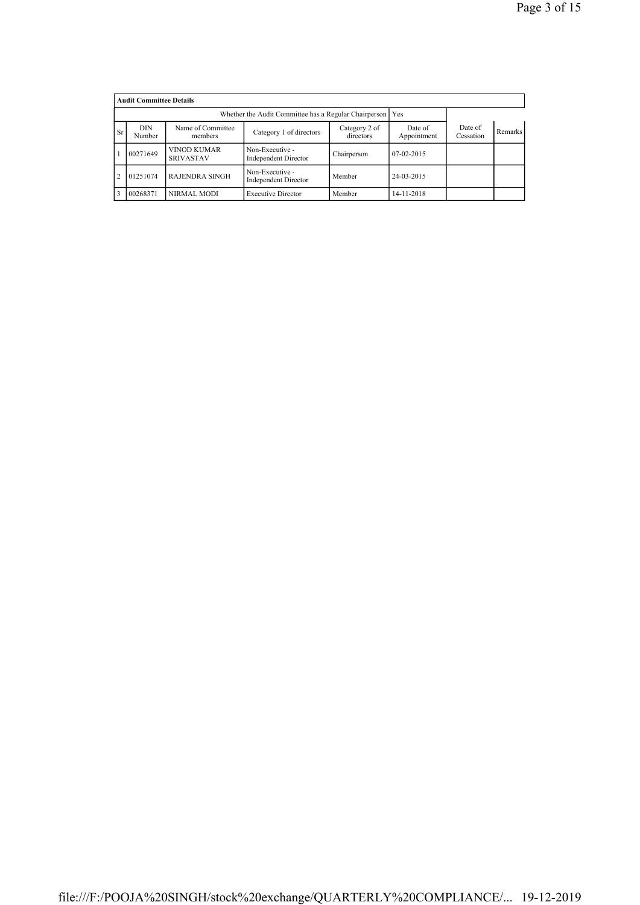| Audit Committee Details | | | | | | | |
|---|---|---|---|---|---|---|---|
| Whether the Audit Committee has a Regular Chairperson | | | | | Yes | | |
| Sr | DIN Number | Name of Committee members | Category 1 of directors | Category 2 of directors | Date of Appointment | Date of Cessation | Remarks |
| 1 | 00271649 | VINOD KUMAR SRIVASTAV | Non-Executive - Independent Director | Chairperson | 07-02-2015 | | |
| 2 | 01251074 | RAJENDRA SINGH | Non-Executive - Independent Director | Member | 24-03-2015 | | |
| 3 | 00268371 | NIRMAL MODI | Executive Director | Member | 14-11-2018 | | |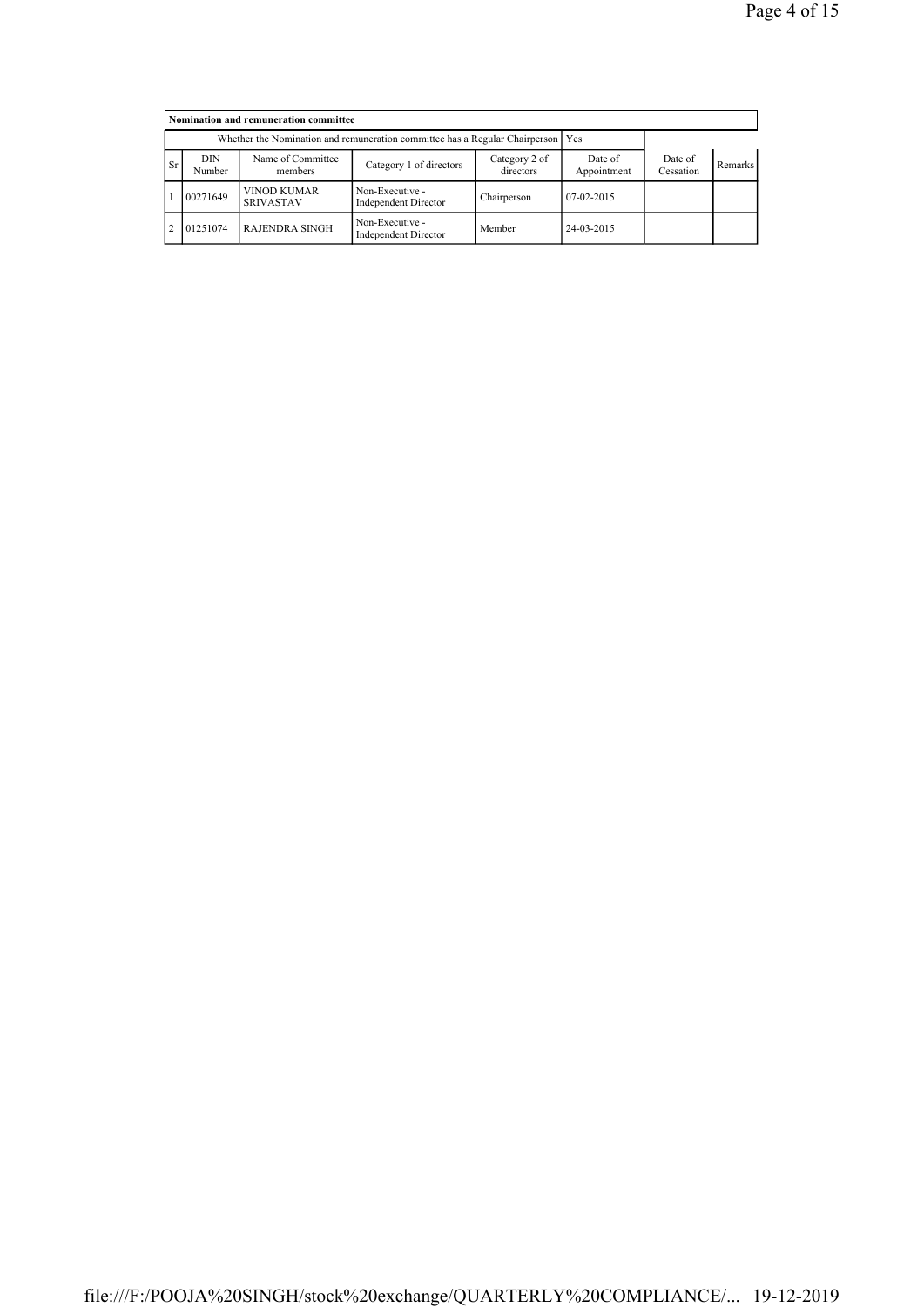**Nomination and remuneration committee**

| Whether the Nomination and remuneration committee has a Regular Chairperson | | | | | Yes | | |
|---|---|---|---|---|---|---|---|
| Sr | DIN Number | Name of Committee members | Category 1 of directors | Category 2 of directors | Date of Appointment | Date of Cessation | Remarks |
| 1 | 00271649 | VINOD KUMAR SRIVASTAV | Non-Executive - Independent Director | Chairperson | 07-02-2015 | | |
| 2 | 01251074 | RAJENDRA SINGH | Non-Executive - Independent Director | Member | 24-03-2015 | | |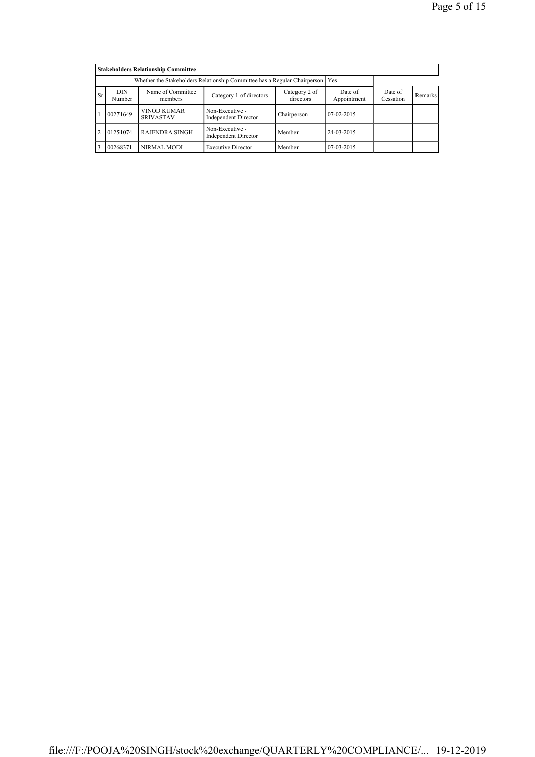| Stakeholders Relationship Committee | | | | | | | |
|---|---|---|---|---|---|---|---|
| Whether the Stakeholders Relationship Committee has a Regular Chairperson | | | | | Yes | | |
| Sr | DIN Number | Name of Committee members | Category 1 of directors | Category 2 of directors | Date of Appointment | Date of Cessation | Remarks |
| 1 | 00271649 | VINOD KUMAR SRIVASTAV | Non-Executive - Independent Director | Chairperson | 07-02-2015 | | |
| 2 | 01251074 | RAJENDRA SINGH | Non-Executive - Independent Director | Member | 24-03-2015 | | |
| 3 | 00268371 | NIRMAL MODI | Executive Director | Member | 07-03-2015 | | |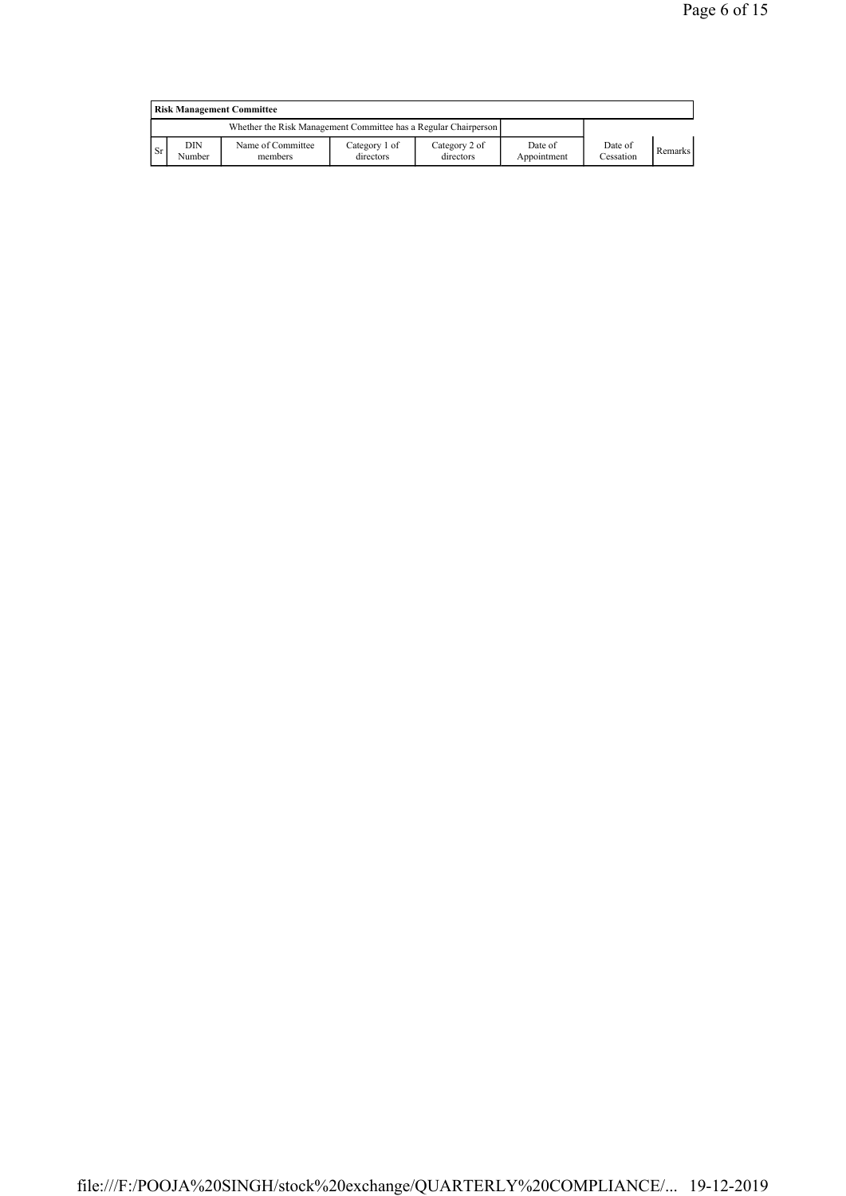| Risk Management Committee | | | | | | | |
|---|---|---|---|---|---|---|---|
| Whether the Risk Management Committee has a Regular Chairperson | | | | | | | |
| Sr | DIN Number | Name of Committee members | Category 1 of directors | Category 2 of directors | Date of Appointment | Date of Cessation | Remarks |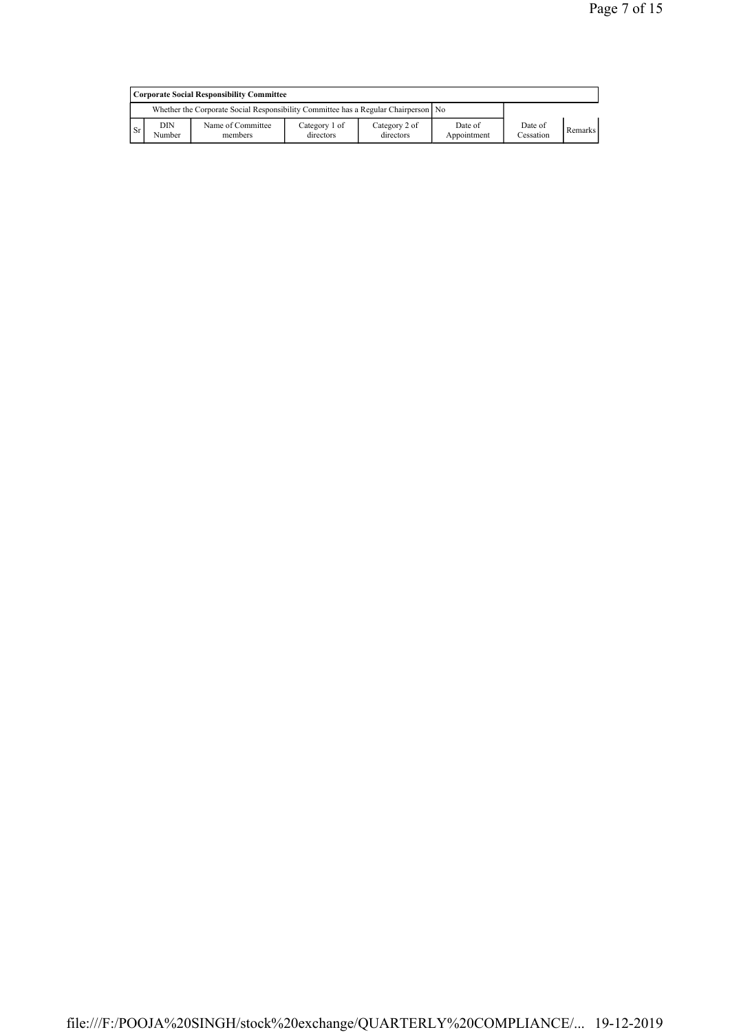| Corporate Social Responsibility Committee | | | | | | | |
|---|---|---|---|---|---|---|---|
| Whether the Corporate Social Responsibility Committee has a Regular Chairperson | | | | | No | | |
| Sr | DIN Number | Name of Committee members | Category 1 of directors | Category 2 of directors | Date of Appointment | Date of Cessation | Remarks |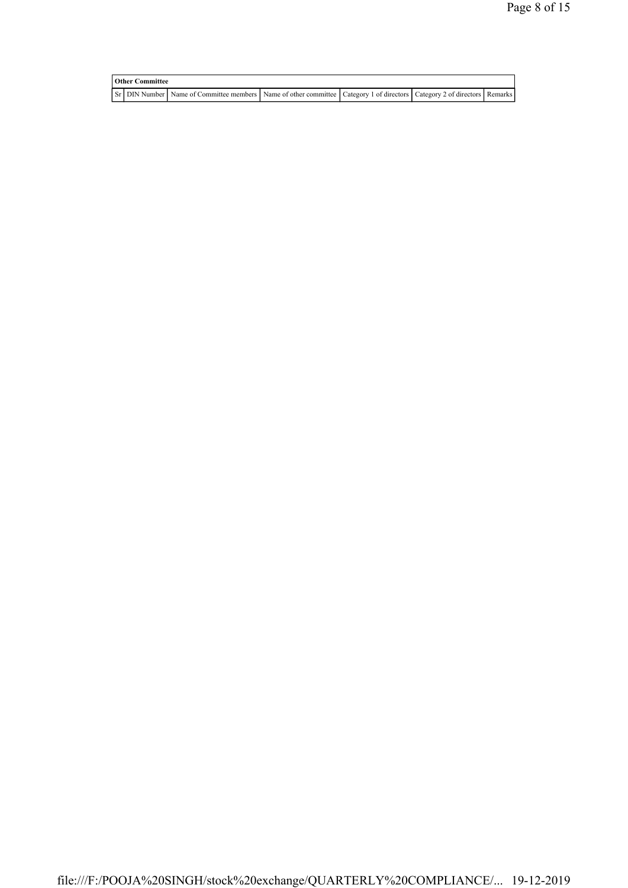| Other Committee | | | | | | |
|---|---|---|---|---|---|---|
| Sr | DIN Number | Name of Committee members | Name of other committee | Category 1 of directors | Category 2 of directors | Remarks |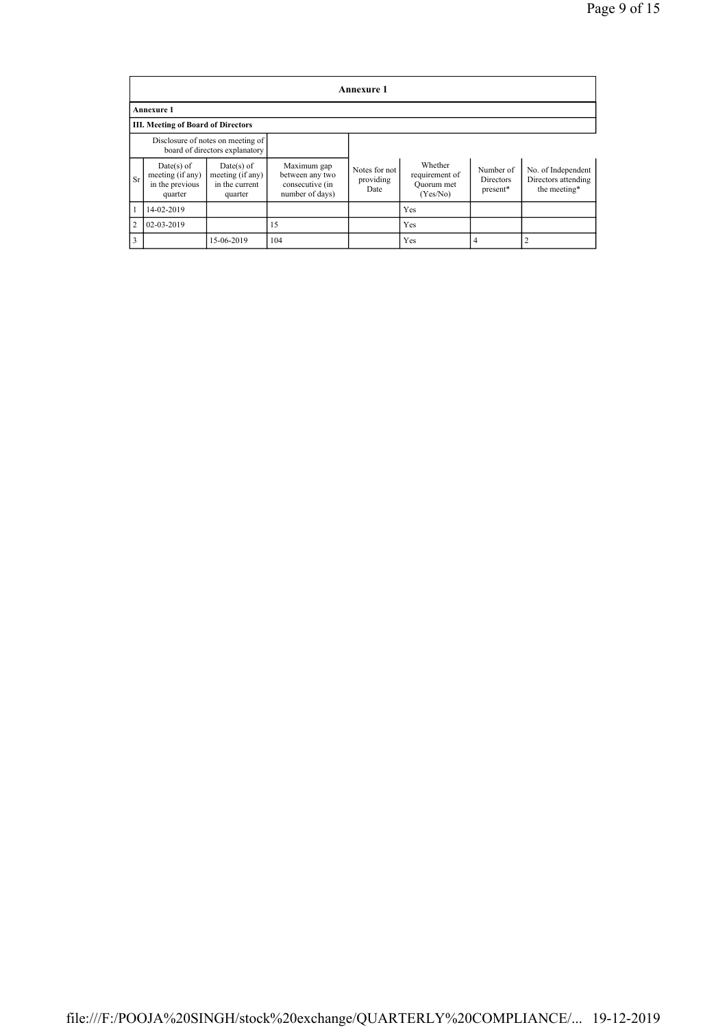**Annexure 1**

**Annexure 1**

**III. Meeting of Board of Directors**

| | Disclosure of notes on meeting of board of directors explanatory | | | | | | | |
|---|---|---|---|---|---|---|---|---|
| Sr | Date(s) of meeting (if any) in the previous quarter | Date(s) of meeting (if any) in the current quarter | Maximum gap between any two consecutive (in number of days) | Notes for not providing Date | Whether requirement of Quorum met (Yes/No) | Number of Directors present* | No. of Independent Directors attending the meeting* |
| 1 | 14-02-2019 | | | | Yes | | |
| 2 | 02-03-2019 | | 15 | | Yes | | |
| 3 | | 15-06-2019 | 104 | | Yes | 4 | 2 |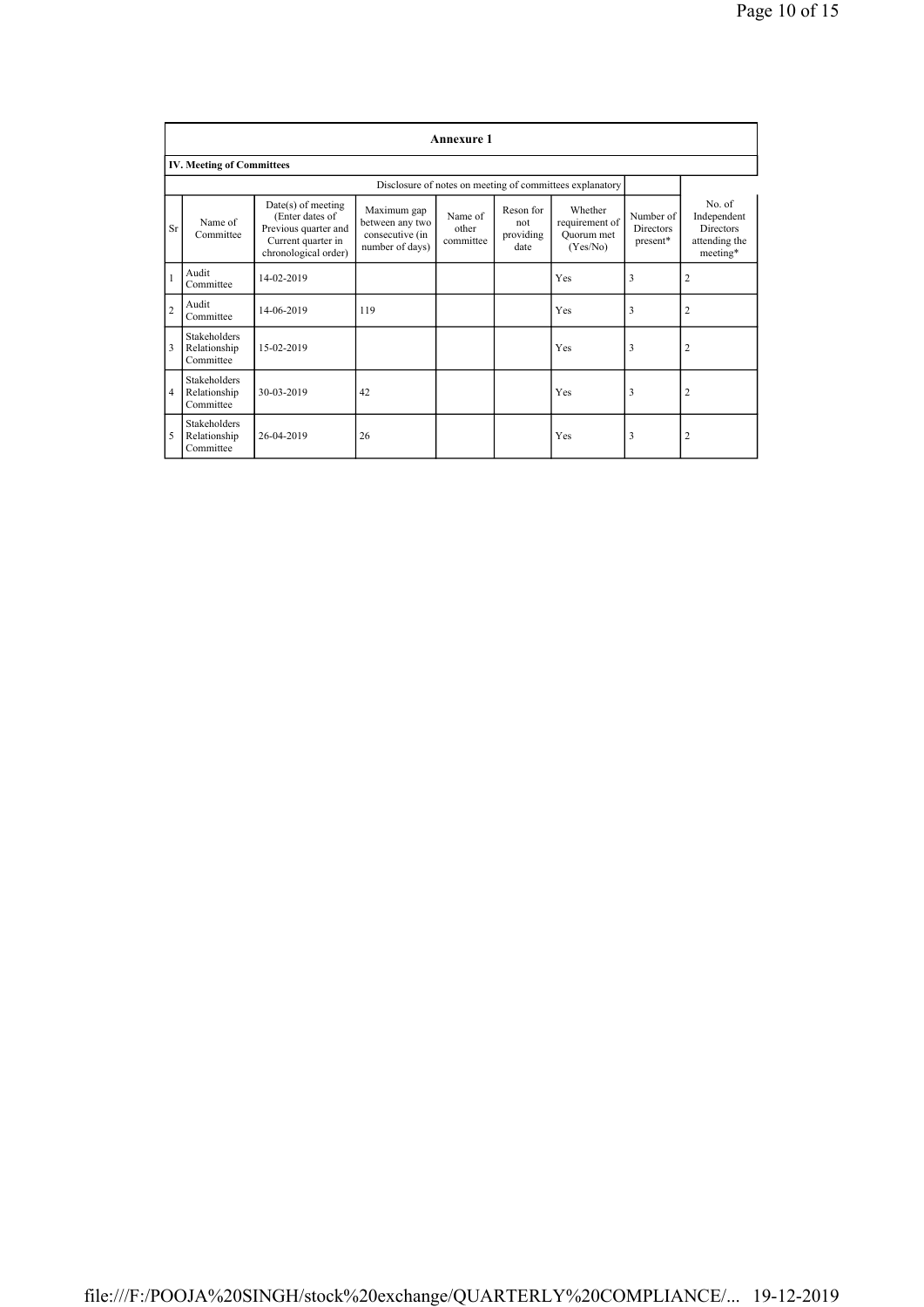## Annexure 1

### IV. Meeting of Committees

| Sr | Name of Committee | Date(s) of meeting (Enter dates of Previous quarter and Current quarter in chronological order) | Maximum gap between any two consecutive (in number of days) | Name of other committee | Reson for not providing date | Whether requirement of Quorum met (Yes/No) | Number of Directors present* | No. of Independent Directors attending the meeting* |
|---|---|---|---|---|---|---|---|---|
| | | | | | | Disclosure of notes on meeting of committees explanatory | | |
| 1 | Audit Committee | 14-02-2019 | | | | Yes | 3 | 2 |
| 2 | Audit Committee | 14-06-2019 | 119 | | | Yes | 3 | 2 |
| 3 | Stakeholders Relationship Committee | 15-02-2019 | | | | Yes | 3 | 2 |
| 4 | Stakeholders Relationship Committee | 30-03-2019 | 42 | | | Yes | 3 | 2 |
| 5 | Stakeholders Relationship Committee | 26-04-2019 | 26 | | | Yes | 3 | 2 |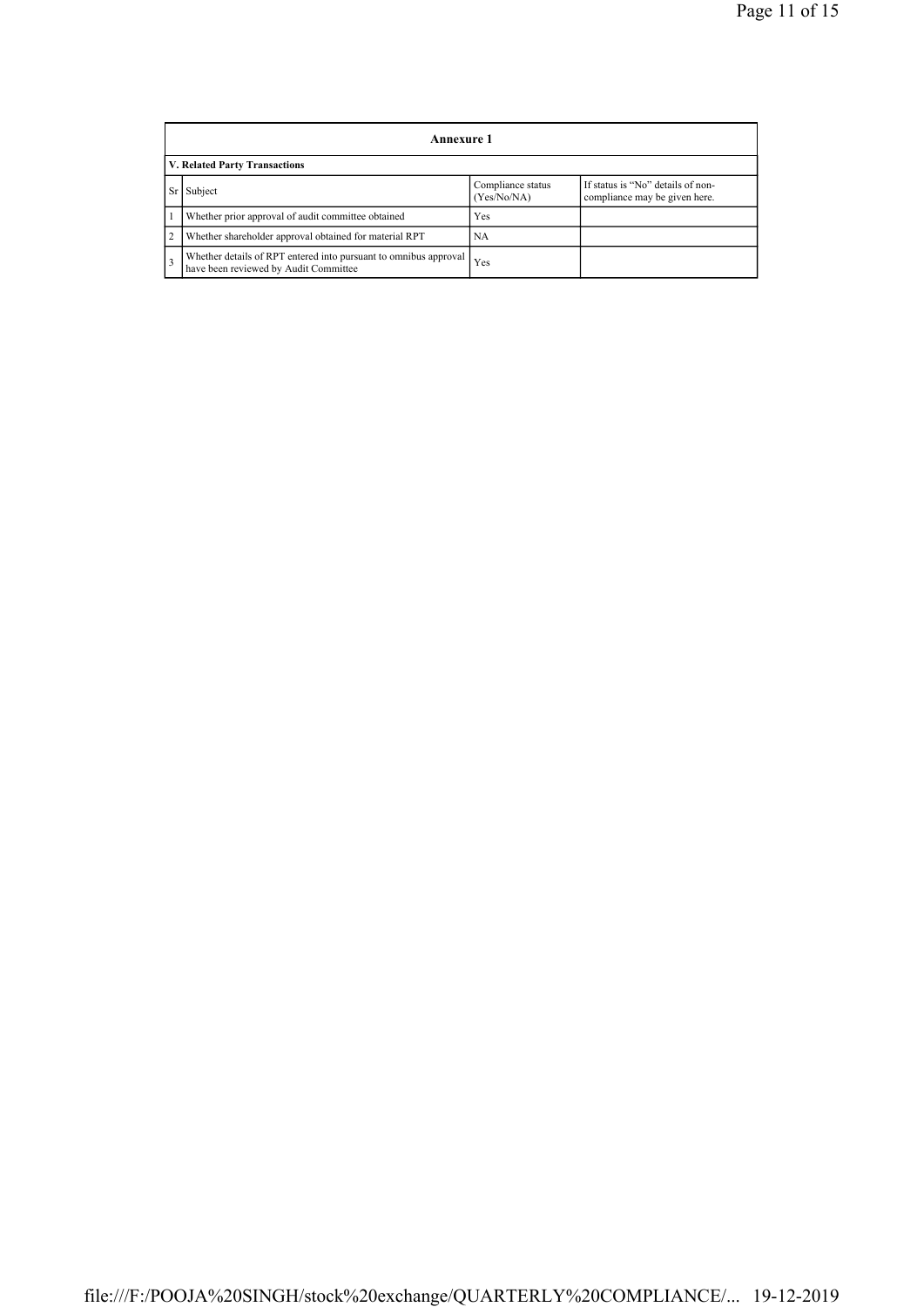| Annexure 1 | | | |
|---|---|---|---|
| **V. Related Party Transactions** | | | |
| Sr | Subject | Compliance status (Yes/No/NA) | If status is "No" details of non-compliance may be given here. |
| 1 | Whether prior approval of audit committee obtained | Yes | |
| 2 | Whether shareholder approval obtained for material RPT | NA | |
| 3 | Whether details of RPT entered into pursuant to omnibus approval have been reviewed by Audit Committee | Yes | |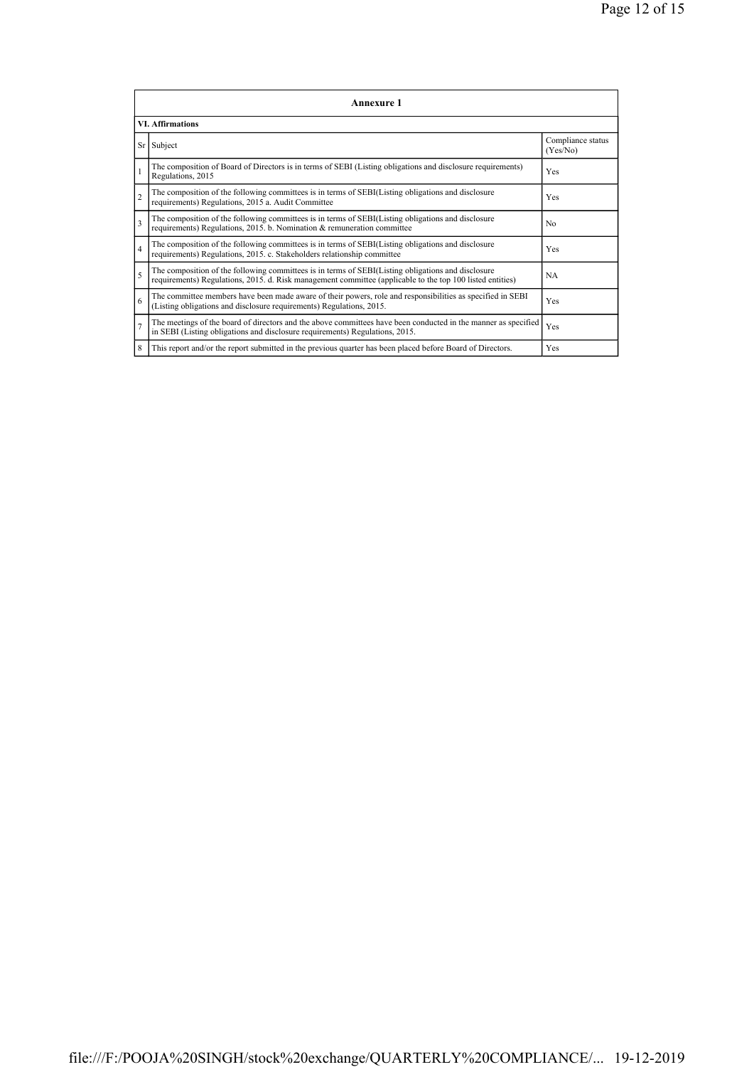## Annexure 1

### VI. Affirmations

| Sr | Subject | Compliance status (Yes/No) |
|---|---|---|
| 1 | The composition of Board of Directors is in terms of SEBI (Listing obligations and disclosure requirements) Regulations, 2015 | Yes |
| 2 | The composition of the following committees is in terms of SEBI(Listing obligations and disclosure requirements) Regulations, 2015 a. Audit Committee | Yes |
| 3 | The composition of the following committees is in terms of SEBI(Listing obligations and disclosure requirements) Regulations, 2015. b. Nomination & remuneration committee | No |
| 4 | The composition of the following committees is in terms of SEBI(Listing obligations and disclosure requirements) Regulations, 2015. c. Stakeholders relationship committee | Yes |
| 5 | The composition of the following committees is in terms of SEBI(Listing obligations and disclosure requirements) Regulations, 2015. d. Risk management committee (applicable to the top 100 listed entities) | NA |
| 6 | The committee members have been made aware of their powers, role and responsibilities as specified in SEBI (Listing obligations and disclosure requirements) Regulations, 2015. | Yes |
| 7 | The meetings of the board of directors and the above committees have been conducted in the manner as specified in SEBI (Listing obligations and disclosure requirements) Regulations, 2015. | Yes |
| 8 | This report and/or the report submitted in the previous quarter has been placed before Board of Directors. | Yes |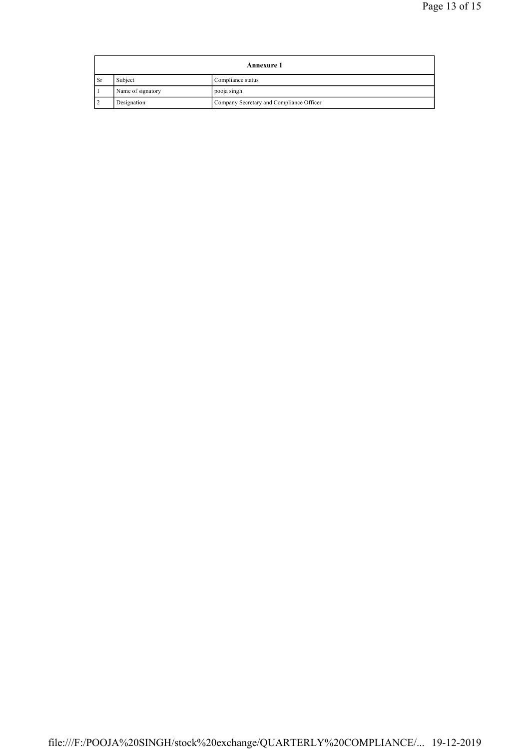| Annexure 1 | | |
|---|---|---|
| Sr | Subject | Compliance status |
| 1 | Name of signatory | pooja singh |
| 2 | Designation | Company Secretary and Compliance Officer |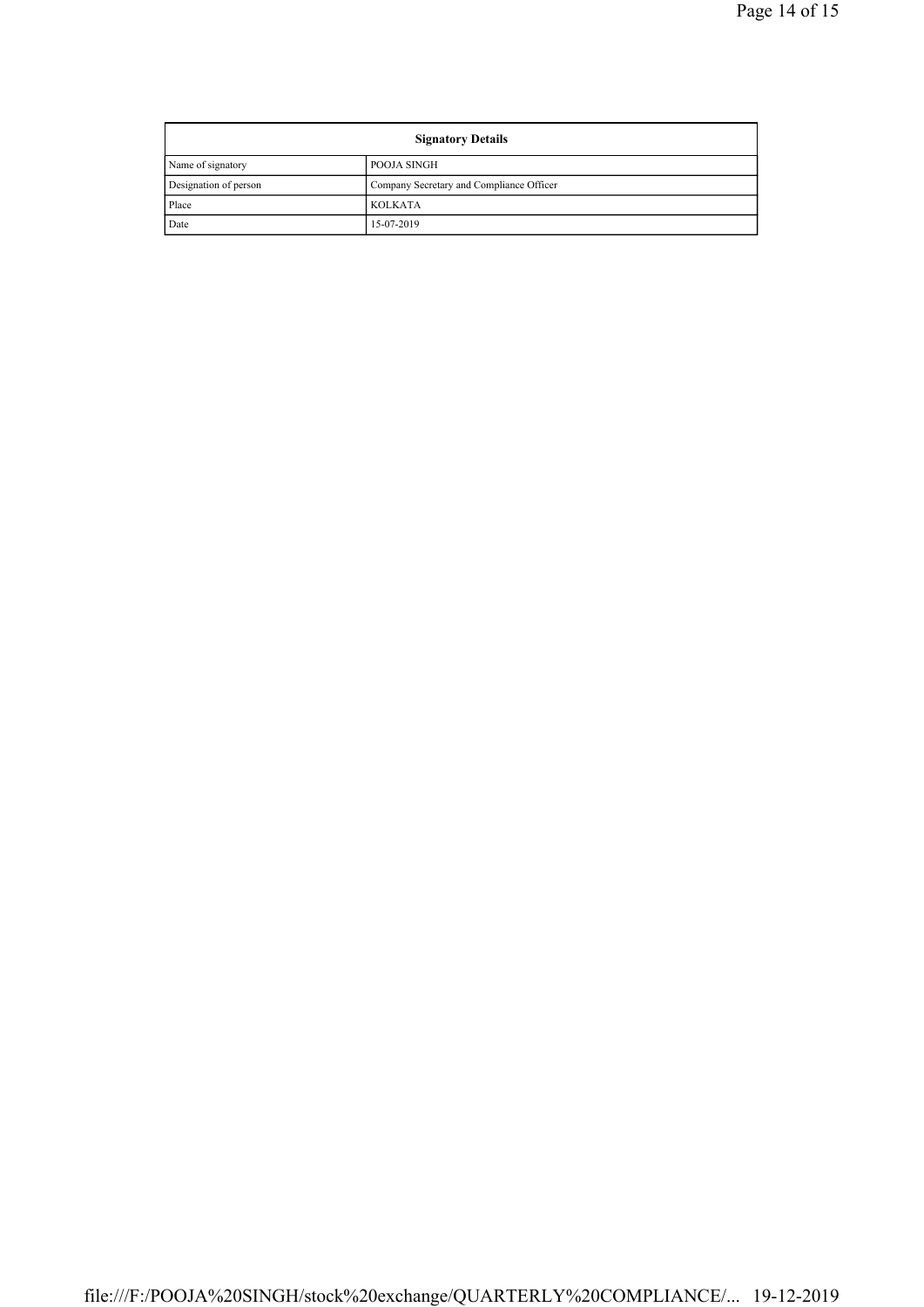| Signatory Details | |
|---|---|
| Name of signatory | POOJA SINGH |
| Designation of person | Company Secretary and Compliance Officer |
| Place | KOLKATA |
| Date | 15-07-2019 |